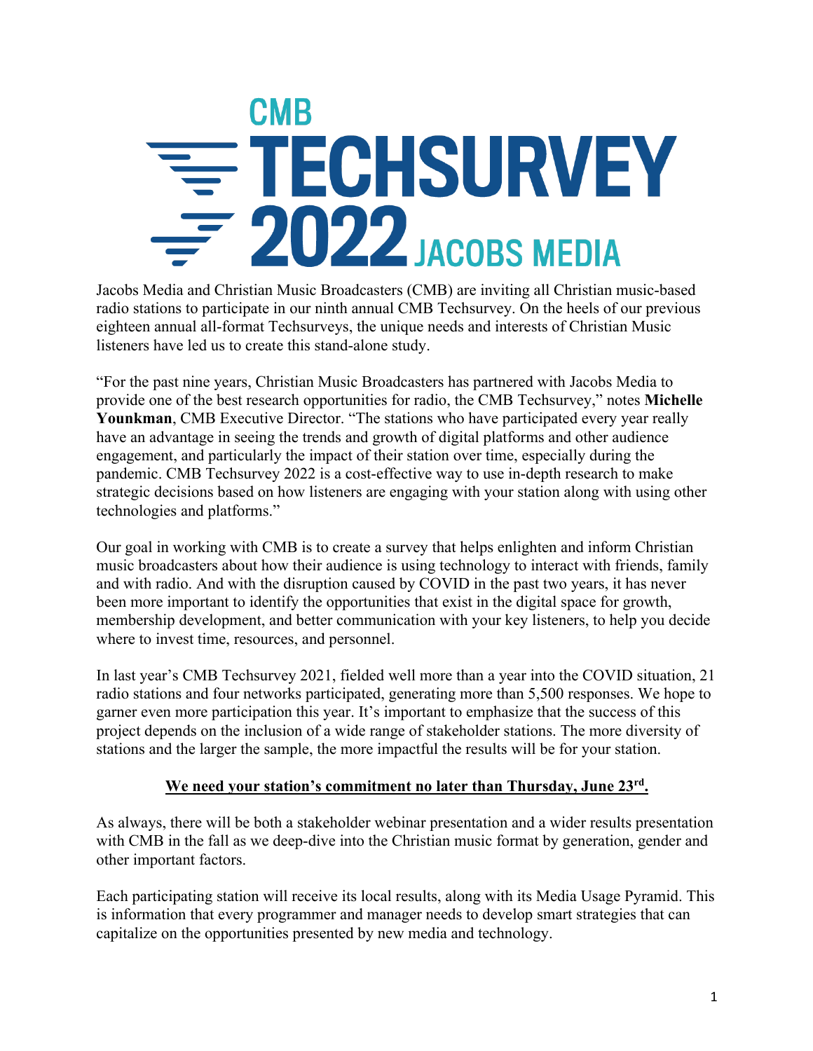# CMB TECHSURVEY 2022 JACOBS MEDIA

Jacobs Media and Christian Music Broadcasters (CMB) are inviting all Christian music-based radio stations to participate in our ninth annual CMB Techsurvey. On the heels of our previous eighteen annual all-format Techsurveys, the unique needs and interests of Christian Music listeners have led us to create this stand-alone study.

"For the past nine years, Christian Music Broadcasters has partnered with Jacobs Media to provide one of the best research opportunities for radio, the CMB Techsurvey," notes **Michelle Younkman**, CMB Executive Director. "The stations who have participated every year really have an advantage in seeing the trends and growth of digital platforms and other audience engagement, and particularly the impact of their station over time, especially during the pandemic. CMB Techsurvey 2022 is a cost-effective way to use in-depth research to make strategic decisions based on how listeners are engaging with your station along with using other technologies and platforms."

Our goal in working with CMB is to create a survey that helps enlighten and inform Christian music broadcasters about how their audience is using technology to interact with friends, family and with radio. And with the disruption caused by COVID in the past two years, it has never been more important to identify the opportunities that exist in the digital space for growth, membership development, and better communication with your key listeners, to help you decide where to invest time, resources, and personnel.

In last year's CMB Techsurvey 2021, fielded well more than a year into the COVID situation, 21 radio stations and four networks participated, generating more than 5,500 responses. We hope to garner even more participation this year. It's important to emphasize that the success of this project depends on the inclusion of a wide range of stakeholder stations. The more diversity of stations and the larger the sample, the more impactful the results will be for your station.

**We need your station's commitment no later than Thursday, June 23rd.**

As always, there will be both a stakeholder webinar presentation and a wider results presentation with CMB in the fall as we deep-dive into the Christian music format by generation, gender and other important factors.

Each participating station will receive its local results, along with its Media Usage Pyramid. This is information that every programmer and manager needs to develop smart strategies that can capitalize on the opportunities presented by new media and technology.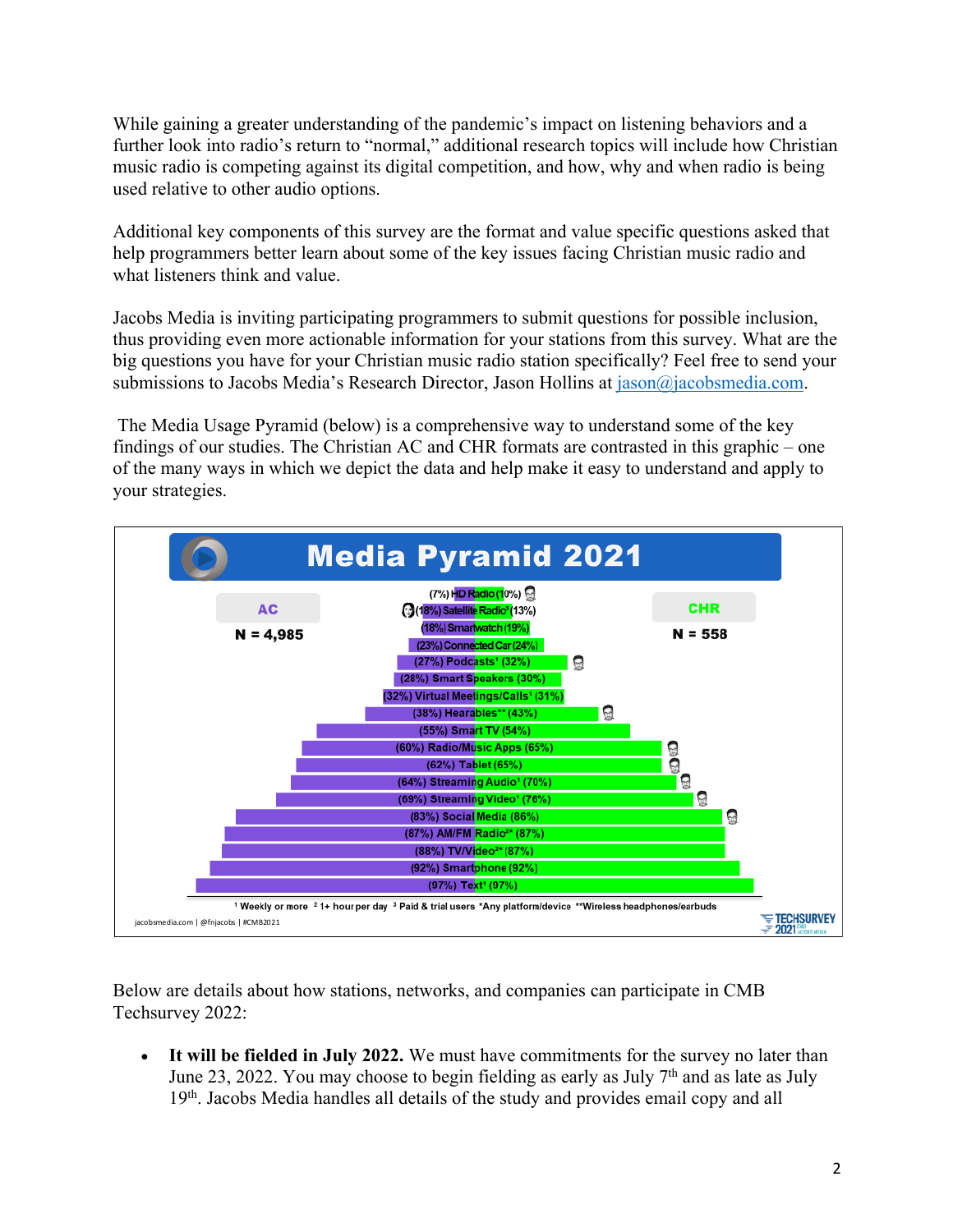While gaining a greater understanding of the pandemic's impact on listening behaviors and a further look into radio's return to "normal," additional research topics will include how Christian music radio is competing against its digital competition, and how, why and when radio is being used relative to other audio options.

Additional key components of this survey are the format and value specific questions asked that help programmers better learn about some of the key issues facing Christian music radio and what listeners think and value.

Jacobs Media is inviting participating programmers to submit questions for possible inclusion, thus providing even more actionable information for your stations from this survey. What are the big questions you have for your Christian music radio station specifically? Feel free to send your submissions to Jacobs Media's Research Director, Jason Hollins at [jason@jacobsmedia.com](mailto:jason@jacobsmedia.com).

The Media Usage Pyramid (below) is a comprehensive way to understand some of the key findings of our studies. The Christian AC and CHR formats are contrasted in this graphic – one of the many ways in which we depict the data and help make it easy to understand and apply to your strategies.

**Media Pyramid 2021**

| AC (N = 4,985) | Media | CHR (N = 558) |
|---|---|---|
| 7% | HD Radio | 10% |
| 18% | Satellite Radio[3] | 13% |
| 18% | Smartwatch | 19% |
| 23% | Connected Car | 24% |
| 27% | Podcasts[1] | 32% |
| 28% | Smart Speakers | 30% |
| 32% | Virtual Meetings/Calls[1] | 31% |
| 38% | Hearables** | 43% |
| 55% | Smart TV | 54% |
| 60% | Radio/Music Apps | 65% |
| 62% | Tablet | 65% |
| 64% | Streaming Audio[1] | 70% |
| 69% | Streaming Video[1] | 76% |
| 83% | Social Media | 86% |
| 87% | AM/FM Radio[2]* | 87% |
| 88% | TV/Video[2]* | 87% |
| 92% | Smartphone | 92% |
| 97% | Text[1] | 97% |

[1] Weekly or more [2] 1+ hour per day [3] Paid & trial users *Any platform/device **Wireless headphones/earbuds

jacobsmedia.com | @fnjacobs | #CMB2021 — TECHSURVEY 2021

Below are details about how stations, networks, and companies can participate in CMB Techsurvey 2022:

- **It will be fielded in July 2022.** We must have commitments for the survey no later than June 23, 2022. You may choose to begin fielding as early as July 7th and as late as July 19th. Jacobs Media handles all details of the study and provides email copy and all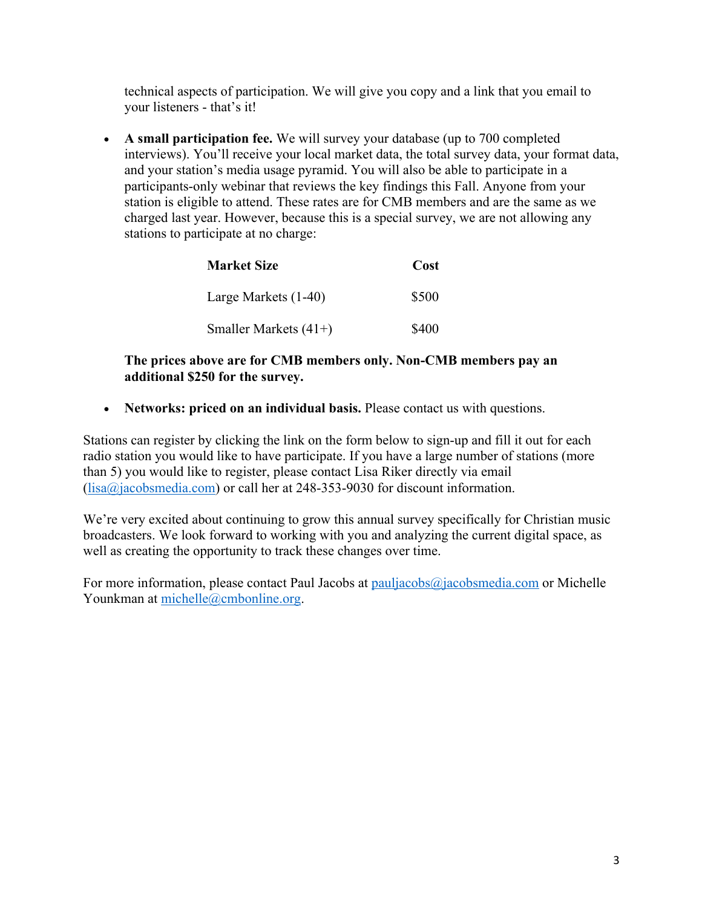technical aspects of participation. We will give you copy and a link that you email to your listeners - that's it!

- **A small participation fee.** We will survey your database (up to 700 completed interviews). You'll receive your local market data, the total survey data, your format data, and your station's media usage pyramid. You will also be able to participate in a participants-only webinar that reviews the key findings this Fall. Anyone from your station is eligible to attend. These rates are for CMB members and are the same as we charged last year. However, because this is a special survey, we are not allowing any stations to participate at no charge:

| Market Size | Cost |
|---|---|
| Large Markets (1-40) | $500 |
| Smaller Markets (41+) | $400 |

**The prices above are for CMB members only. Non-CMB members pay an additional $250 for the survey.**

- **Networks: priced on an individual basis.** Please contact us with questions.

Stations can register by clicking the link on the form below to sign-up and fill it out for each radio station you would like to have participate. If you have a large number of stations (more than 5) you would like to register, please contact Lisa Riker directly via email (lisa@jacobsmedia.com) or call her at 248-353-9030 for discount information.

We're very excited about continuing to grow this annual survey specifically for Christian music broadcasters. We look forward to working with you and analyzing the current digital space, as well as creating the opportunity to track these changes over time.

For more information, please contact Paul Jacobs at pauljacobs@jacobsmedia.com or Michelle Younkman at michelle@cmbonline.org.